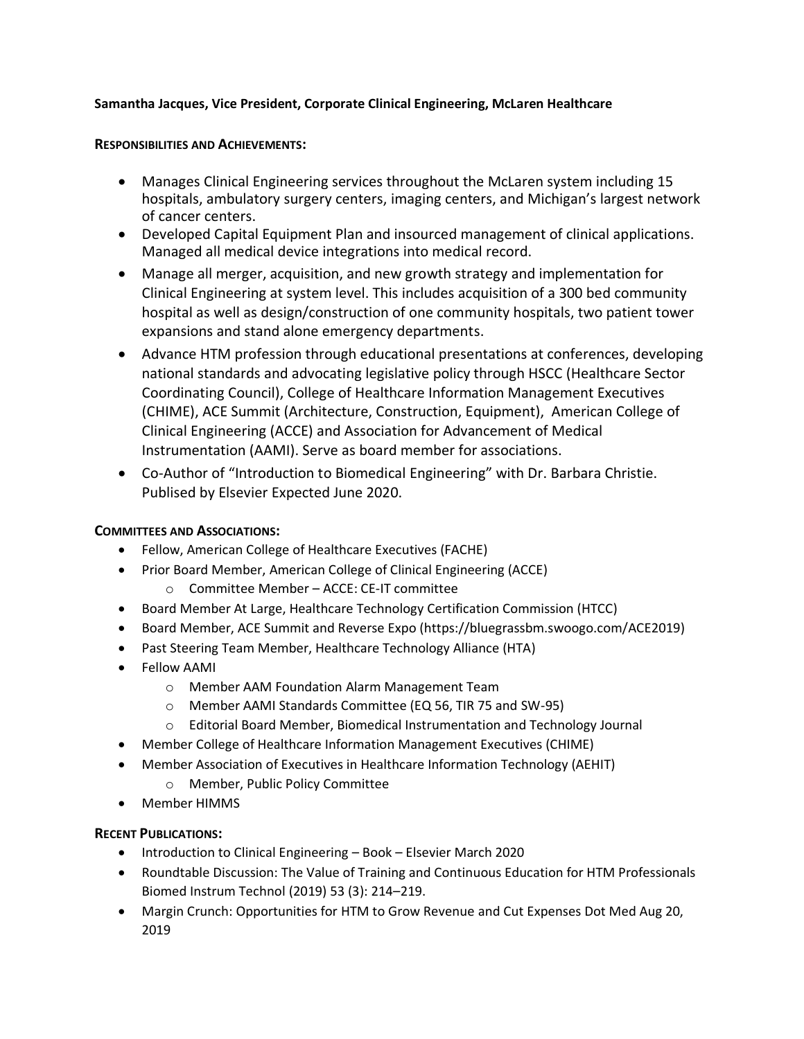**Samantha Jacques, Vice President, Corporate Clinical Engineering, McLaren Healthcare**

**RESPONSIBILITIES AND ACHIEVEMENTS:**

- Manages Clinical Engineering services throughout the McLaren system including 15 hospitals, ambulatory surgery centers, imaging centers, and Michigan's largest network of cancer centers.
- Developed Capital Equipment Plan and insourced management of clinical applications. Managed all medical device integrations into medical record.
- Manage all merger, acquisition, and new growth strategy and implementation for Clinical Engineering at system level. This includes acquisition of a 300 bed community hospital as well as design/construction of one community hospitals, two patient tower expansions and stand alone emergency departments.
- Advance HTM profession through educational presentations at conferences, developing national standards and advocating legislative policy through HSCC (Healthcare Sector Coordinating Council), College of Healthcare Information Management Executives (CHIME), ACE Summit (Architecture, Construction, Equipment), American College of Clinical Engineering (ACCE) and Association for Advancement of Medical Instrumentation (AAMI). Serve as board member for associations.
- Co-Author of "Introduction to Biomedical Engineering" with Dr. Barbara Christie. Publised by Elsevier Expected June 2020.

**COMMITTEES AND ASSOCIATIONS:**

- Fellow, American College of Healthcare Executives (FACHE)
- Prior Board Member, American College of Clinical Engineering (ACCE)
  - Committee Member – ACCE: CE-IT committee
- Board Member At Large, Healthcare Technology Certification Commission (HTCC)
- Board Member, ACE Summit and Reverse Expo (https://bluegrassbm.swoogo.com/ACE2019)
- Past Steering Team Member, Healthcare Technology Alliance (HTA)
- Fellow AAMI
  - Member AAM Foundation Alarm Management Team
  - Member AAMI Standards Committee (EQ 56, TIR 75 and SW-95)
  - Editorial Board Member, Biomedical Instrumentation and Technology Journal
- Member College of Healthcare Information Management Executives (CHIME)
- Member Association of Executives in Healthcare Information Technology (AEHIT)
  - Member, Public Policy Committee
- Member HIMMS

**RECENT PUBLICATIONS:**

- Introduction to Clinical Engineering – Book – Elsevier March 2020
- Roundtable Discussion: The Value of Training and Continuous Education for HTM Professionals Biomed Instrum Technol (2019) 53 (3): 214–219.
- Margin Crunch: Opportunities for HTM to Grow Revenue and Cut Expenses Dot Med Aug 20, 2019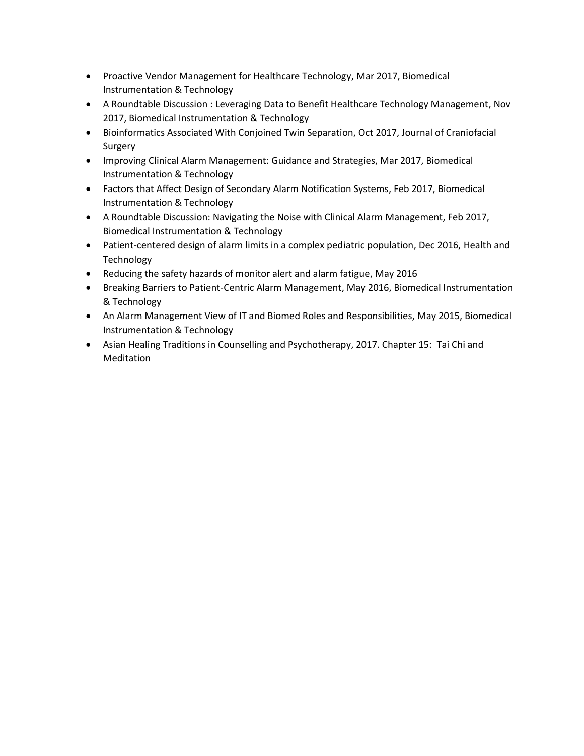- Proactive Vendor Management for Healthcare Technology, Mar 2017, Biomedical Instrumentation & Technology
- A Roundtable Discussion : Leveraging Data to Benefit Healthcare Technology Management, Nov 2017, Biomedical Instrumentation & Technology
- Bioinformatics Associated With Conjoined Twin Separation, Oct 2017, Journal of Craniofacial Surgery
- Improving Clinical Alarm Management: Guidance and Strategies, Mar 2017, Biomedical Instrumentation & Technology
- Factors that Affect Design of Secondary Alarm Notification Systems, Feb 2017, Biomedical Instrumentation & Technology
- A Roundtable Discussion: Navigating the Noise with Clinical Alarm Management, Feb 2017, Biomedical Instrumentation & Technology
- Patient-centered design of alarm limits in a complex pediatric population, Dec 2016, Health and Technology
- Reducing the safety hazards of monitor alert and alarm fatigue, May 2016
- Breaking Barriers to Patient-Centric Alarm Management, May 2016, Biomedical Instrumentation & Technology
- An Alarm Management View of IT and Biomed Roles and Responsibilities, May 2015, Biomedical Instrumentation & Technology
- Asian Healing Traditions in Counselling and Psychotherapy, 2017. Chapter 15: Tai Chi and Meditation